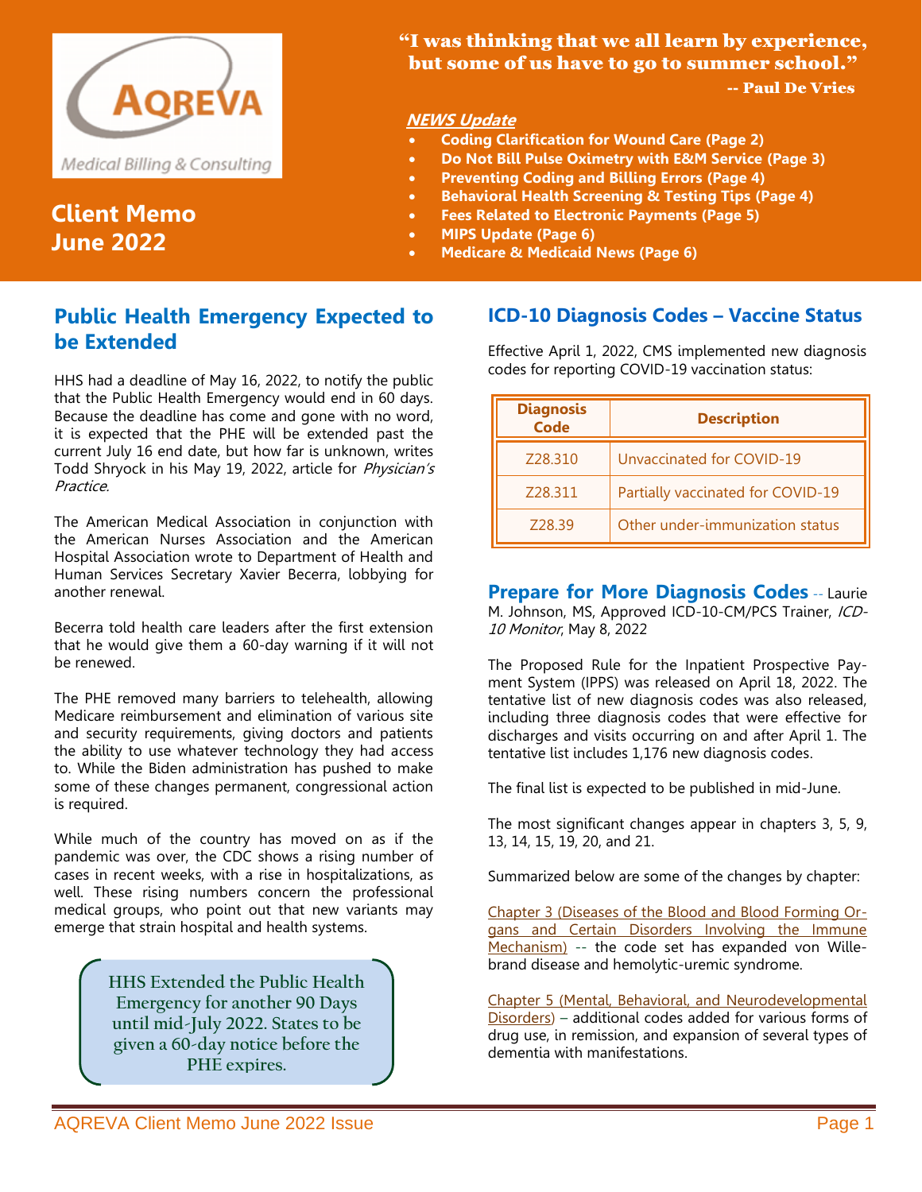AQREVA

Medical Billing & Consulting

# Client Memo June 2022

**"I was thinking that we all learn by experience, but some of us have to go to summer school."**
**-- Paul De Vries**

***NEWS Update***

- **Coding Clarification for Wound Care (Page 2)**
- **Do Not Bill Pulse Oximetry with E&M Service (Page 3)**
- **Preventing Coding and Billing Errors (Page 4)**
- **Behavioral Health Screening & Testing Tips (Page 4)**
- **Fees Related to Electronic Payments (Page 5)**
- **MIPS Update (Page 6)**
- **Medicare & Medicaid News (Page 6)**

## Public Health Emergency Expected to be Extended

HHS had a deadline of May 16, 2022, to notify the public that the Public Health Emergency would end in 60 days. Because the deadline has come and gone with no word, it is expected that the PHE will be extended past the current July 16 end date, but how far is unknown, writes Todd Shryock in his May 19, 2022, article for *Physician's Practice.*

The American Medical Association in conjunction with the American Nurses Association and the American Hospital Association wrote to Department of Health and Human Services Secretary Xavier Becerra, lobbying for another renewal.

Becerra told health care leaders after the first extension that he would give them a 60-day warning if it will not be renewed.

The PHE removed many barriers to telehealth, allowing Medicare reimbursement and elimination of various site and security requirements, giving doctors and patients the ability to use whatever technology they had access to. While the Biden administration has pushed to make some of these changes permanent, congressional action is required.

While much of the country has moved on as if the pandemic was over, the CDC shows a rising number of cases in recent weeks, with a rise in hospitalizations, as well. These rising numbers concern the professional medical groups, who point out that new variants may emerge that strain hospital and health systems.

**HHS Extended the Public Health Emergency for another 90 Days until mid-July 2022. States to be given a 60-day notice before the PHE expires.**

## ICD-10 Diagnosis Codes – Vaccine Status

Effective April 1, 2022, CMS implemented new diagnosis codes for reporting COVID-19 vaccination status:

| Diagnosis Code | Description |
|---|---|
| Z28.310 | Unvaccinated for COVID-19 |
| Z28.311 | Partially vaccinated for COVID-19 |
| Z28.39 | Other under-immunization status |

## Prepare for More Diagnosis Codes

-- Laurie M. Johnson, MS, Approved ICD-10-CM/PCS Trainer, *ICD-10 Monitor*, May 8, 2022

The Proposed Rule for the Inpatient Prospective Payment System (IPPS) was released on April 18, 2022. The tentative list of new diagnosis codes was also released, including three diagnosis codes that were effective for discharges and visits occurring on and after April 1. The tentative list includes 1,176 new diagnosis codes.

The final list is expected to be published in mid-June.

The most significant changes appear in chapters 3, 5, 9, 13, 14, 15, 19, 20, and 21.

Summarized below are some of the changes by chapter:

Chapter 3 (Diseases of the Blood and Blood Forming Organs and Certain Disorders Involving the Immune Mechanism) -- the code set has expanded von Willebrand disease and hemolytic-uremic syndrome.

Chapter 5 (Mental, Behavioral, and Neurodevelopmental Disorders) – additional codes added for various forms of drug use, in remission, and expansion of several types of dementia with manifestations.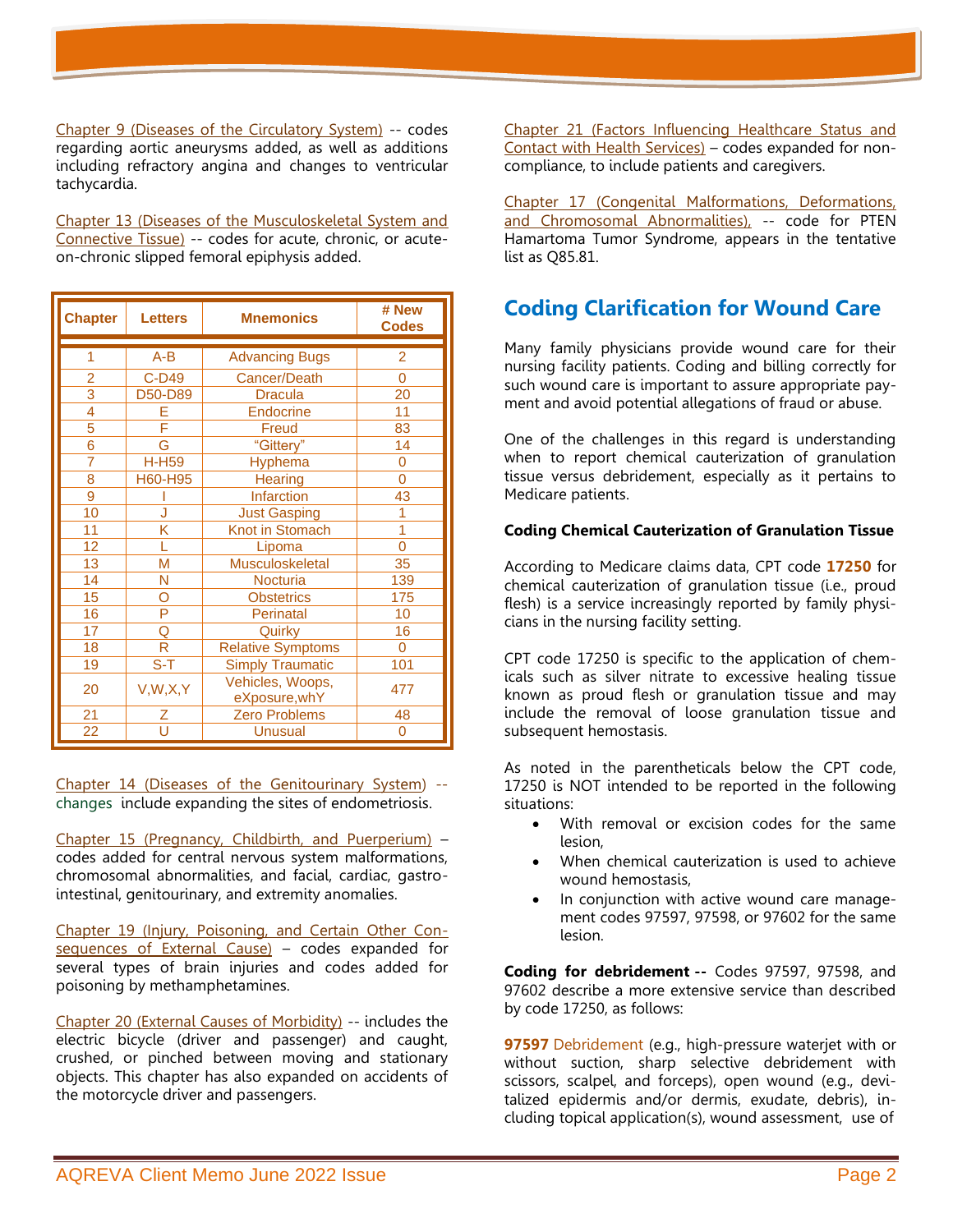Chapter 9 (Diseases of the Circulatory System) -- codes regarding aortic aneurysms added, as well as additions including refractory angina and changes to ventricular tachycardia.

Chapter 13 (Diseases of the Musculoskeletal System and Connective Tissue) -- codes for acute, chronic, or acute-on-chronic slipped femoral epiphysis added.

| Chapter | Letters | Mnemonics | # New Codes |
|---|---|---|---|
| 1 | A-B | Advancing Bugs | 2 |
| 2 | C-D49 | Cancer/Death | 0 |
| 3 | D50-D89 | Dracula | 20 |
| 4 | E | Endocrine | 11 |
| 5 | F | Freud | 83 |
| 6 | G | "Gittery" | 14 |
| 7 | H-H59 | Hyphema | 0 |
| 8 | H60-H95 | Hearing | 0 |
| 9 | I | Infarction | 43 |
| 10 | J | Just Gasping | 1 |
| 11 | K | Knot in Stomach | 1 |
| 12 | L | Lipoma | 0 |
| 13 | M | Musculoskeletal | 35 |
| 14 | N | Nocturia | 139 |
| 15 | O | Obstetrics | 175 |
| 16 | P | Perinatal | 10 |
| 17 | Q | Quirky | 16 |
| 18 | R | Relative Symptoms | 0 |
| 19 | S-T | Simply Traumatic | 101 |
| 20 | V,W,X,Y | Vehicles, Woops, eXposure,whY | 477 |
| 21 | Z | Zero Problems | 48 |
| 22 | U | Unusual | 0 |

Chapter 14 (Diseases of the Genitourinary System) -- changes include expanding the sites of endometriosis.

Chapter 15 (Pregnancy, Childbirth, and Puerperium) – codes added for central nervous system malformations, chromosomal abnormalities, and facial, cardiac, gastrointestinal, genitourinary, and extremity anomalies.

Chapter 19 (Injury, Poisoning, and Certain Other Consequences of External Cause) – codes expanded for several types of brain injuries and codes added for poisoning by methamphetamines.

Chapter 20 (External Causes of Morbidity) -- includes the electric bicycle (driver and passenger) and caught, crushed, or pinched between moving and stationary objects. This chapter has also expanded on accidents of the motorcycle driver and passengers.

Chapter 21 (Factors Influencing Healthcare Status and Contact with Health Services) – codes expanded for non-compliance, to include patients and caregivers.

Chapter 17 (Congenital Malformations, Deformations, and Chromosomal Abnormalities), -- code for PTEN Hamartoma Tumor Syndrome, appears in the tentative list as Q85.81.

## Coding Clarification for Wound Care

Many family physicians provide wound care for their nursing facility patients. Coding and billing correctly for such wound care is important to assure appropriate payment and avoid potential allegations of fraud or abuse.

One of the challenges in this regard is understanding when to report chemical cauterization of granulation tissue versus debridement, especially as it pertains to Medicare patients.

**Coding Chemical Cauterization of Granulation Tissue**

According to Medicare claims data, CPT code **17250** for chemical cauterization of granulation tissue (i.e., proud flesh) is a service increasingly reported by family physicians in the nursing facility setting.

CPT code 17250 is specific to the application of chemicals such as silver nitrate to excessive healing tissue known as proud flesh or granulation tissue and may include the removal of loose granulation tissue and subsequent hemostasis.

As noted in the parentheticals below the CPT code, 17250 is NOT intended to be reported in the following situations:

- With removal or excision codes for the same lesion,
- When chemical cauterization is used to achieve wound hemostasis,
- In conjunction with active wound care management codes 97597, 97598, or 97602 for the same lesion.

**Coding for debridement --** Codes 97597, 97598, and 97602 describe a more extensive service than described by code 17250, as follows:

**97597** Debridement (e.g., high-pressure waterjet with or without suction, sharp selective debridement with scissors, scalpel, and forceps), open wound (e.g., devitalized epidermis and/or dermis, exudate, debris), including topical application(s), wound assessment, use of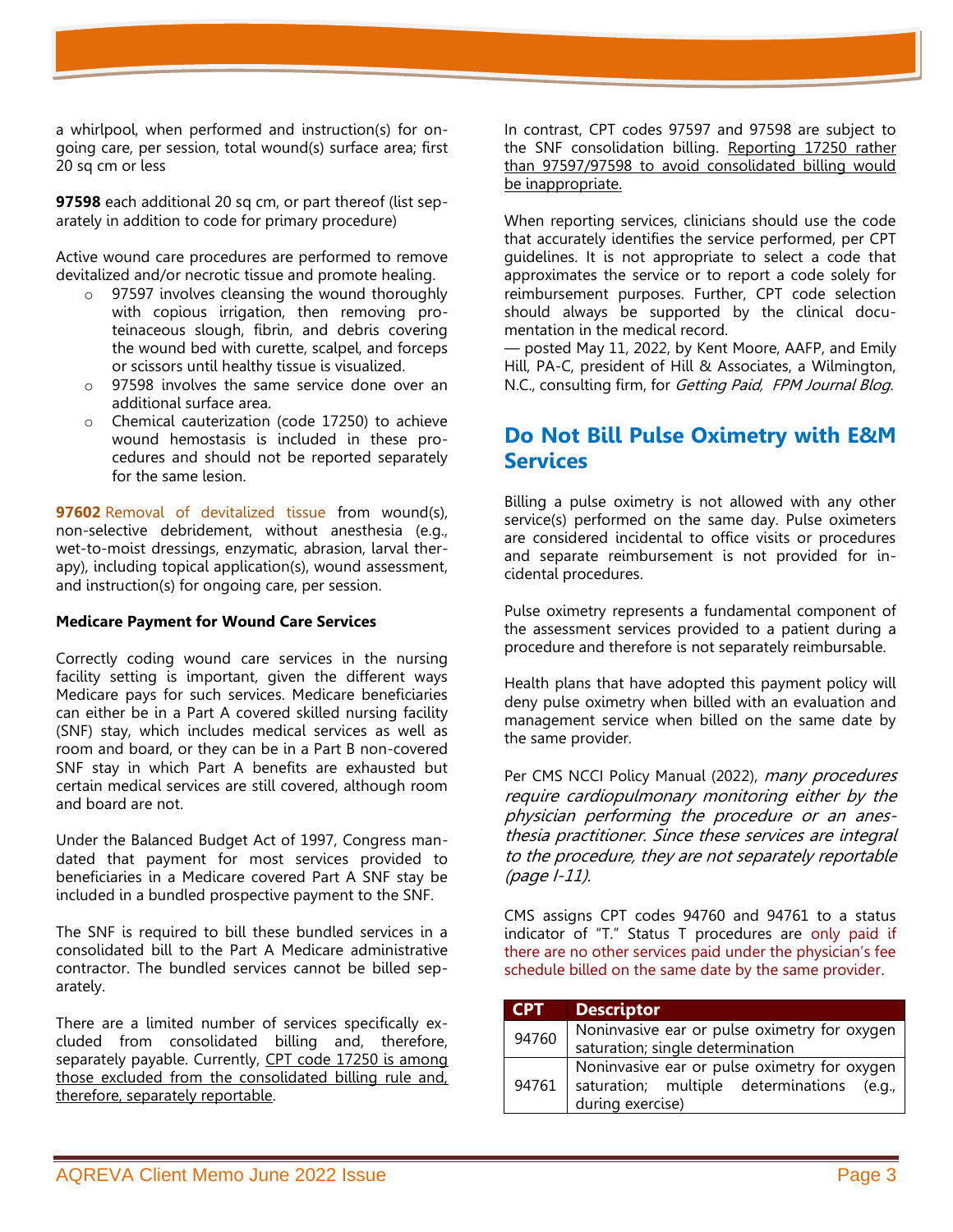a whirlpool, when performed and instruction(s) for on-going care, per session, total wound(s) surface area; first 20 sq cm or less

**97598** each additional 20 sq cm, or part thereof (list separately in addition to code for primary procedure)

Active wound care procedures are performed to remove devitalized and/or necrotic tissue and promote healing.

- 97597 involves cleansing the wound thoroughly with copious irrigation, then removing proteinaceous slough, fibrin, and debris covering the wound bed with curette, scalpel, and forceps or scissors until healthy tissue is visualized.
- 97598 involves the same service done over an additional surface area.
- Chemical cauterization (code 17250) to achieve wound hemostasis is included in these procedures and should not be reported separately for the same lesion.

**97602** Removal of devitalized tissue from wound(s), non-selective debridement, without anesthesia (e.g., wet-to-moist dressings, enzymatic, abrasion, larval therapy), including topical application(s), wound assessment, and instruction(s) for ongoing care, per session.

**Medicare Payment for Wound Care Services**

Correctly coding wound care services in the nursing facility setting is important, given the different ways Medicare pays for such services. Medicare beneficiaries can either be in a Part A covered skilled nursing facility (SNF) stay, which includes medical services as well as room and board, or they can be in a Part B non-covered SNF stay in which Part A benefits are exhausted but certain medical services are still covered, although room and board are not.

Under the Balanced Budget Act of 1997, Congress mandated that payment for most services provided to beneficiaries in a Medicare covered Part A SNF stay be included in a bundled prospective payment to the SNF.

The SNF is required to bill these bundled services in a consolidated bill to the Part A Medicare administrative contractor. The bundled services cannot be billed separately.

There are a limited number of services specifically excluded from consolidated billing and, therefore, separately payable. Currently, <u>CPT code 17250 is among those excluded from the consolidated billing rule and, therefore, separately reportable</u>.

In contrast, CPT codes 97597 and 97598 are subject to the SNF consolidation billing. <u>Reporting 17250 rather than 97597/97598 to avoid consolidated billing would be inappropriate.</u>

When reporting services, clinicians should use the code that accurately identifies the service performed, per CPT guidelines. It is not appropriate to select a code that approximates the service or to report a code solely for reimbursement purposes. Further, CPT code selection should always be supported by the clinical documentation in the medical record.

— posted May 11, 2022, by Kent Moore, AAFP, and Emily Hill, PA-C, president of Hill & Associates, a Wilmington, N.C., consulting firm, for *Getting Paid, FPM Journal Blog.*

## Do Not Bill Pulse Oximetry with E&M Services

Billing a pulse oximetry is not allowed with any other service(s) performed on the same day. Pulse oximeters are considered incidental to office visits or procedures and separate reimbursement is not provided for incidental procedures.

Pulse oximetry represents a fundamental component of the assessment services provided to a patient during a procedure and therefore is not separately reimbursable.

Health plans that have adopted this payment policy will deny pulse oximetry when billed with an evaluation and management service when billed on the same date by the same provider.

Per CMS NCCI Policy Manual (2022), *many procedures require cardiopulmonary monitoring either by the physician performing the procedure or an anesthesia practitioner. Since these services are integral to the procedure, they are not separately reportable (page I-11).*

CMS assigns CPT codes 94760 and 94761 to a status indicator of "T." Status T procedures are only paid if there are no other services paid under the physician's fee schedule billed on the same date by the same provider.

| CPT | Descriptor |
|---|---|
| 94760 | Noninvasive ear or pulse oximetry for oxygen saturation; single determination |
| 94761 | Noninvasive ear or pulse oximetry for oxygen saturation; multiple determinations (e.g., during exercise) |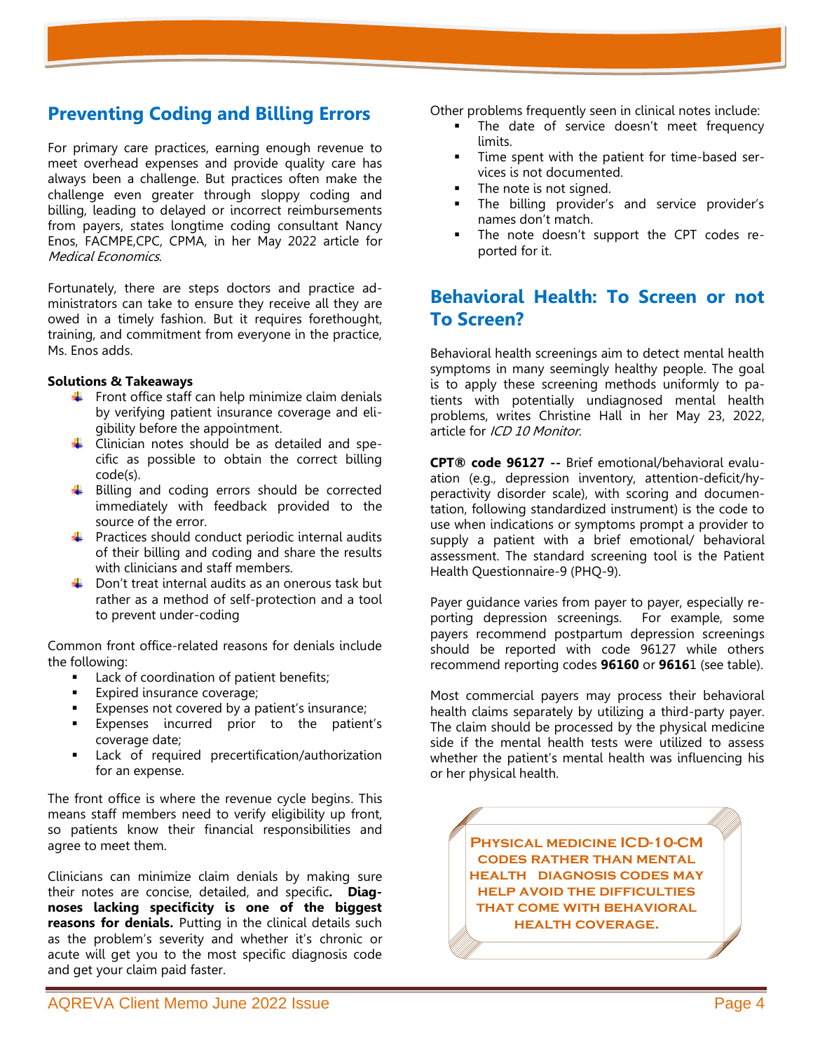## Preventing Coding and Billing Errors

For primary care practices, earning enough revenue to meet overhead expenses and provide quality care has always been a challenge. But practices often make the challenge even greater through sloppy coding and billing, leading to delayed or incorrect reimbursements from payers, states longtime coding consultant Nancy Enos, FACMPE,CPC, CPMA, in her May 2022 article for *Medical Economics*.

Fortunately, there are steps doctors and practice administrators can take to ensure they receive all they are owed in a timely fashion. But it requires forethought, training, and commitment from everyone in the practice, Ms. Enos adds.

**Solutions & Takeaways**

- Front office staff can help minimize claim denials by verifying patient insurance coverage and eligibility before the appointment.
- Clinician notes should be as detailed and specific as possible to obtain the correct billing code(s).
- Billing and coding errors should be corrected immediately with feedback provided to the source of the error.
- Practices should conduct periodic internal audits of their billing and coding and share the results with clinicians and staff members.
- Don't treat internal audits as an onerous task but rather as a method of self-protection and a tool to prevent under-coding

Common front office-related reasons for denials include the following:

- Lack of coordination of patient benefits;
- Expired insurance coverage;
- Expenses not covered by a patient's insurance;
- Expenses incurred prior to the patient's coverage date;
- Lack of required precertification/authorization for an expense.

The front office is where the revenue cycle begins. This means staff members need to verify eligibility up front, so patients know their financial responsibilities and agree to meet them.

Clinicians can minimize claim denials by making sure their notes are concise, detailed, and specific**. Diagnoses lacking specificity is one of the biggest reasons for denials.** Putting in the clinical details such as the problem's severity and whether it's chronic or acute will get you to the most specific diagnosis code and get your claim paid faster.

Other problems frequently seen in clinical notes include:

- The date of service doesn't meet frequency limits.
- Time spent with the patient for time-based services is not documented.
- The note is not signed.
- The billing provider's and service provider's names don't match.
- The note doesn't support the CPT codes reported for it.

## Behavioral Health: To Screen or not To Screen?

Behavioral health screenings aim to detect mental health symptoms in many seemingly healthy people. The goal is to apply these screening methods uniformly to patients with potentially undiagnosed mental health problems, writes Christine Hall in her May 23, 2022, article for *ICD 10 Monitor.*

**CPT® code 96127 --** Brief emotional/behavioral evaluation (e.g., depression inventory, attention-deficit/hyperactivity disorder scale), with scoring and documentation, following standardized instrument) is the code to use when indications or symptoms prompt a provider to supply a patient with a brief emotional/ behavioral assessment. The standard screening tool is the Patient Health Questionnaire-9 (PHQ-9).

Payer guidance varies from payer to payer, especially reporting depression screenings. For example, some payers recommend postpartum depression screenings should be reported with code 96127 while others recommend reporting codes **96160** or **9616**1 (see table).

Most commercial payers may process their behavioral health claims separately by utilizing a third-party payer. The claim should be processed by the physical medicine side if the mental health tests were utilized to assess whether the patient's mental health was influencing his or her physical health.

**Physical medicine ICD-10-CM codes rather than mental health diagnosis codes may help avoid the difficulties that come with behavioral health coverage.**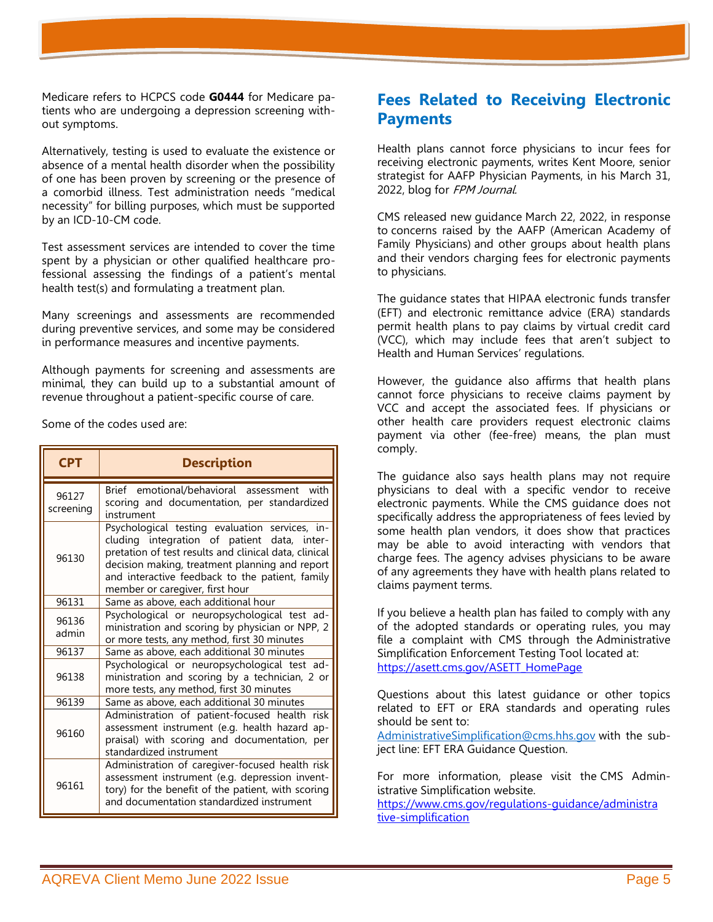Medicare refers to HCPCS code **G0444** for Medicare patients who are undergoing a depression screening without symptoms.

Alternatively, testing is used to evaluate the existence or absence of a mental health disorder when the possibility of one has been proven by screening or the presence of a comorbid illness. Test administration needs "medical necessity" for billing purposes, which must be supported by an ICD-10-CM code.

Test assessment services are intended to cover the time spent by a physician or other qualified healthcare professional assessing the findings of a patient's mental health test(s) and formulating a treatment plan.

Many screenings and assessments are recommended during preventive services, and some may be considered in performance measures and incentive payments.

Although payments for screening and assessments are minimal, they can build up to a substantial amount of revenue throughout a patient-specific course of care.

Some of the codes used are:

| CPT | Description |
|---|---|
| 96127 screening | Brief emotional/behavioral assessment with scoring and documentation, per standardized instrument |
| 96130 | Psychological testing evaluation services, including integration of patient data, interpretation of test results and clinical data, clinical decision making, treatment planning and report and interactive feedback to the patient, family member or caregiver, first hour |
| 96131 | Same as above, each additional hour |
| 96136 admin | Psychological or neuropsychological test administration and scoring by physician or NPP, 2 or more tests, any method, first 30 minutes |
| 96137 | Same as above, each additional 30 minutes |
| 96138 | Psychological or neuropsychological test administration and scoring by a technician, 2 or more tests, any method, first 30 minutes |
| 96139 | Same as above, each additional 30 minutes |
| 96160 | Administration of patient-focused health risk assessment instrument (e.g. health hazard appraisal) with scoring and documentation, per standardized instrument |
| 96161 | Administration of caregiver-focused health risk assessment instrument (e.g. depression inventory) for the benefit of the patient, with scoring and documentation standardized instrument |

## Fees Related to Receiving Electronic Payments

Health plans cannot force physicians to incur fees for receiving electronic payments, writes Kent Moore, senior strategist for AAFP Physician Payments, in his March 31, 2022, blog for *FPM Journal*.

CMS released new guidance March 22, 2022, in response to concerns raised by the AAFP (American Academy of Family Physicians) and other groups about health plans and their vendors charging fees for electronic payments to physicians.

The guidance states that HIPAA electronic funds transfer (EFT) and electronic remittance advice (ERA) standards permit health plans to pay claims by virtual credit card (VCC), which may include fees that aren't subject to Health and Human Services' regulations.

However, the guidance also affirms that health plans cannot force physicians to receive claims payment by VCC and accept the associated fees. If physicians or other health care providers request electronic claims payment via other (fee-free) means, the plan must comply.

The guidance also says health plans may not require physicians to deal with a specific vendor to receive electronic payments. While the CMS guidance does not specifically address the appropriateness of fees levied by some health plan vendors, it does show that practices may be able to avoid interacting with vendors that charge fees. The agency advises physicians to be aware of any agreements they have with health plans related to claims payment terms.

If you believe a health plan has failed to comply with any of the adopted standards or operating rules, you may file a complaint with CMS through the Administrative Simplification Enforcement Testing Tool located at: https://asett.cms.gov/ASETT_HomePage

Questions about this latest guidance or other topics related to EFT or ERA standards and operating rules should be sent to: AdministrativeSimplification@cms.hhs.gov with the subject line: EFT ERA Guidance Question.

For more information, please visit the CMS Administrative Simplification website. https://www.cms.gov/regulations-guidance/administrative-simplification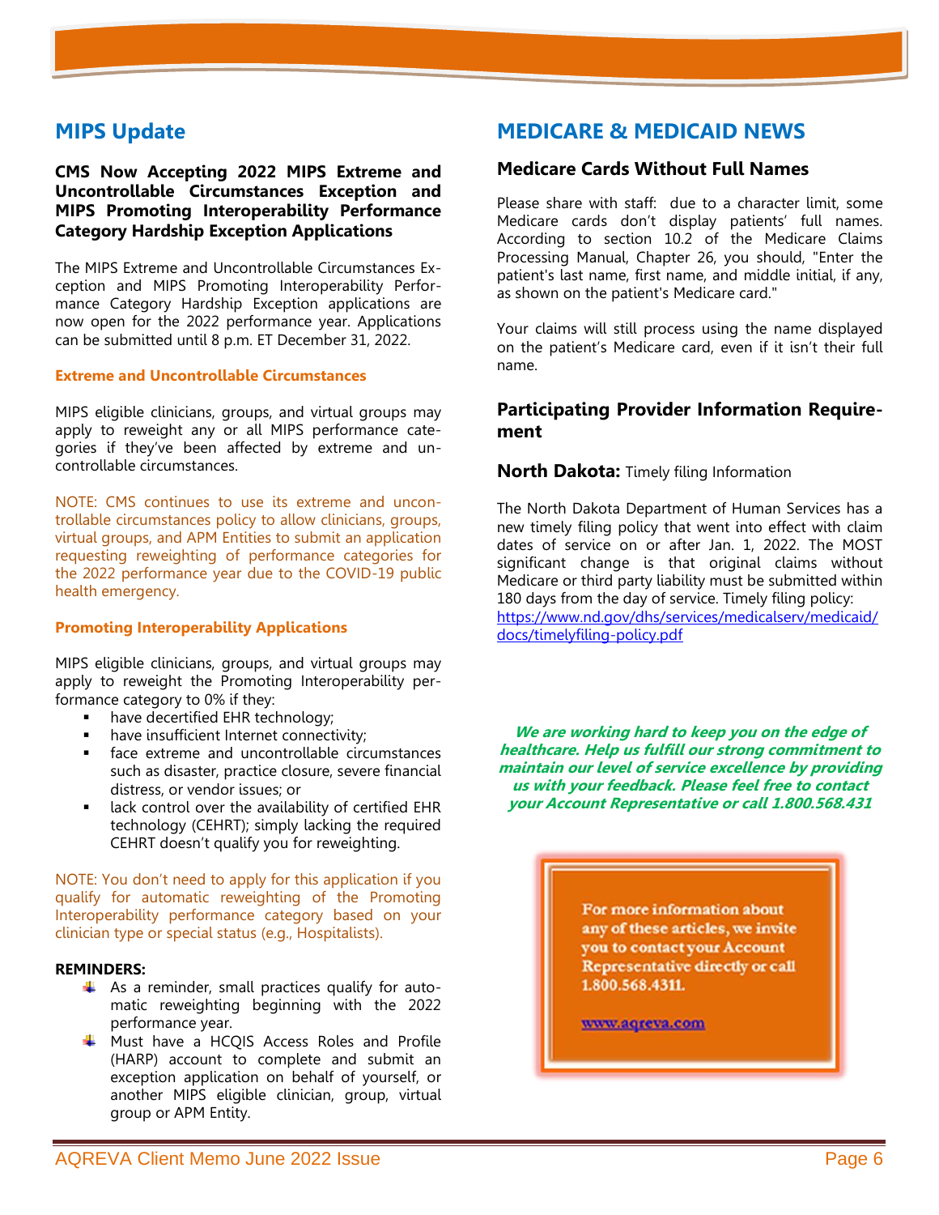## MIPS Update

**CMS Now Accepting 2022 MIPS Extreme and Uncontrollable Circumstances Exception and MIPS Promoting Interoperability Performance Category Hardship Exception Applications**

The MIPS Extreme and Uncontrollable Circumstances Exception and MIPS Promoting Interoperability Performance Category Hardship Exception applications are now open for the 2022 performance year. Applications can be submitted until 8 p.m. ET December 31, 2022.

#### Extreme and Uncontrollable Circumstances

MIPS eligible clinicians, groups, and virtual groups may apply to reweight any or all MIPS performance categories if they've been affected by extreme and uncontrollable circumstances.

NOTE: CMS continues to use its extreme and uncontrollable circumstances policy to allow clinicians, groups, virtual groups, and APM Entities to submit an application requesting reweighting of performance categories for the 2022 performance year due to the COVID-19 public health emergency.

#### Promoting Interoperability Applications

MIPS eligible clinicians, groups, and virtual groups may apply to reweight the Promoting Interoperability performance category to 0% if they:

- have decertified EHR technology;
- have insufficient Internet connectivity;
- face extreme and uncontrollable circumstances such as disaster, practice closure, severe financial distress, or vendor issues; or
- lack control over the availability of certified EHR technology (CEHRT); simply lacking the required CEHRT doesn't qualify you for reweighting.

NOTE: You don't need to apply for this application if you qualify for automatic reweighting of the Promoting Interoperability performance category based on your clinician type or special status (e.g., Hospitalists).

**REMINDERS:**

- As a reminder, small practices qualify for automatic reweighting beginning with the 2022 performance year.
- Must have a HCQIS Access Roles and Profile (HARP) account to complete and submit an exception application on behalf of yourself, or another MIPS eligible clinician, group, virtual group or APM Entity.

## MEDICARE & MEDICAID NEWS

### Medicare Cards Without Full Names

Please share with staff: due to a character limit, some Medicare cards don't display patients' full names. According to section 10.2 of the Medicare Claims Processing Manual, Chapter 26, you should, "Enter the patient's last name, first name, and middle initial, if any, as shown on the patient's Medicare card."

Your claims will still process using the name displayed on the patient's Medicare card, even if it isn't their full name.

### Participating Provider Information Requirement

**North Dakota:** Timely filing Information

The North Dakota Department of Human Services has a new timely filing policy that went into effect with claim dates of service on or after Jan. 1, 2022. The MOST significant change is that original claims without Medicare or third party liability must be submitted within 180 days from the day of service. Timely filing policy: https://www.nd.gov/dhs/services/medicalserv/medicaid/docs/timelyfiling-policy.pdf

***We are working hard to keep you on the edge of healthcare. Help us fulfill our strong commitment to maintain our level of service excellence by providing us with your feedback. Please feel free to contact your Account Representative or call 1.800.568.431***

For more information about any of these articles, we invite you to contact your Account Representative directly or call 1.800.568.4311.

www.aqreva.com